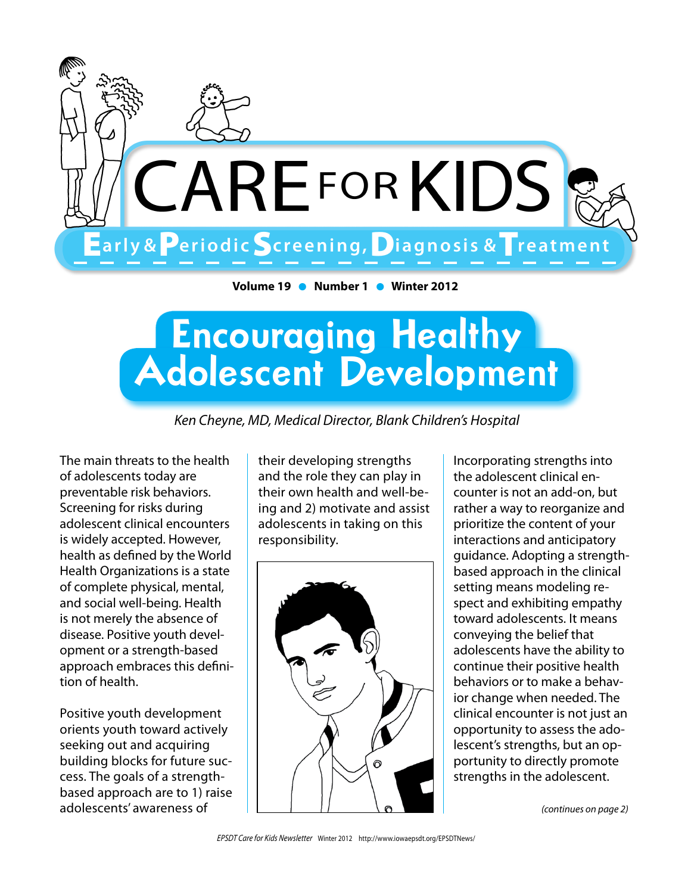# CARE FOR KIDS

**Early & Periodic Screening, Diagnosis & Treatment**

**Volume 19 • Number 1 • Winter 2012**

## Encouraging Healthy Adolescent Development

*Ken Cheyne, MD, Medical Director, Blank Children's Hospital*

The main threats to the health of adolescents today are preventable risk behaviors. Screening for risks during adolescent clinical encounters is widely accepted. However, health as defined by the World Health Organizations is a state of complete physical, mental, and social well-being. Health is not merely the absence of disease. Positive youth development or a strength-based approach embraces this definition of health.

Positive youth development orients youth toward actively seeking out and acquiring building blocks for future success. The goals of a strength-based approach are to 1) raise adolescents' awareness of their developing strengths and the role they can play in their own health and well-being and 2) motivate and assist adolescents in taking on this responsibility.

Incorporating strengths into the adolescent clinical encounter is not an add-on, but rather a way to reorganize and prioritize the content of your interactions and anticipatory guidance. Adopting a strength-based approach in the clinical setting means modeling respect and exhibiting empathy toward adolescents. It means conveying the belief that adolescents have the ability to continue their positive health behaviors or to make a behavior change when needed. The clinical encounter is not just an opportunity to assess the adolescent's strengths, but an opportunity to directly promote strengths in the adolescent.

*(continues on page 2)*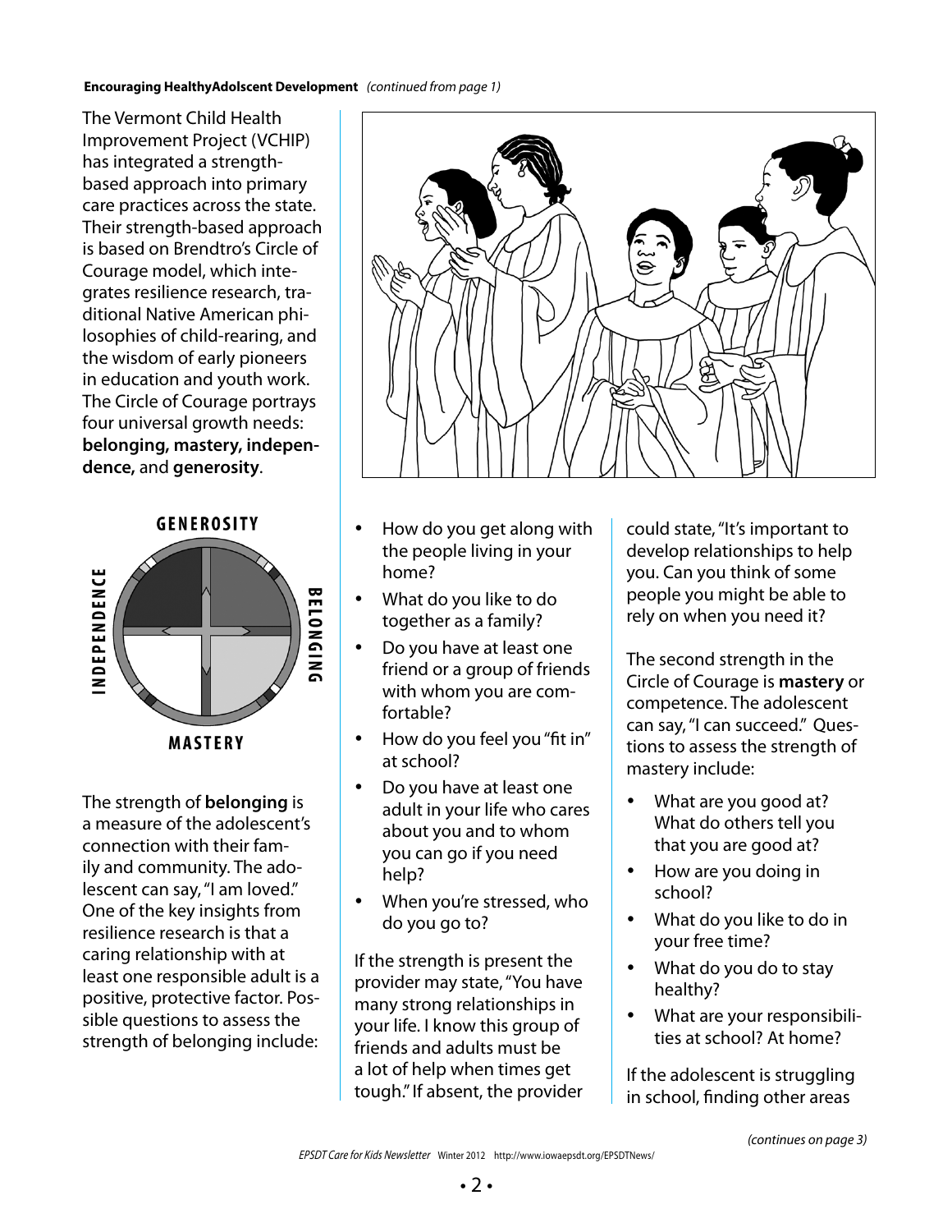**Encouraging HealthyAdolscent Development** *(continued from page 1)*

The Vermont Child Health Improvement Project (VCHIP) has integrated a strength-based approach into primary care practices across the state. Their strength-based approach is based on Brendtro's Circle of Courage model, which integrates resilience research, traditional Native American philosophies of child-rearing, and the wisdom of early pioneers in education and youth work. The Circle of Courage portrays four universal growth needs: **belonging, mastery, independence,** and **generosity**.

GENEROSITY

INDEPENDENCE

BELONGING

MASTERY

The strength of **belonging** is a measure of the adolescent's connection with their family and community. The adolescent can say, "I am loved." One of the key insights from resilience research is that a caring relationship with at least one responsible adult is a positive, protective factor. Possible questions to assess the strength of belonging include:

- How do you get along with the people living in your home?
- What do you like to do together as a family?
- Do you have at least one friend or a group of friends with whom you are comfortable?
- How do you feel you "fit in" at school?
- Do you have at least one adult in your life who cares about you and to whom you can go if you need help?
- When you're stressed, who do you go to?

If the strength is present the provider may state, "You have many strong relationships in your life. I know this group of friends and adults must be a lot of help when times get tough." If absent, the provider could state, "It's important to develop relationships to help you. Can you think of some people you might be able to rely on when you need it?

The second strength in the Circle of Courage is **mastery** or competence. The adolescent can say, "I can succeed." Questions to assess the strength of mastery include:

- What are you good at? What do others tell you that you are good at?
- How are you doing in school?
- What do you like to do in your free time?
- What do you do to stay healthy?
- What are your responsibilities at school? At home?

If the adolescent is struggling in school, finding other areas

*(continues on page 3)*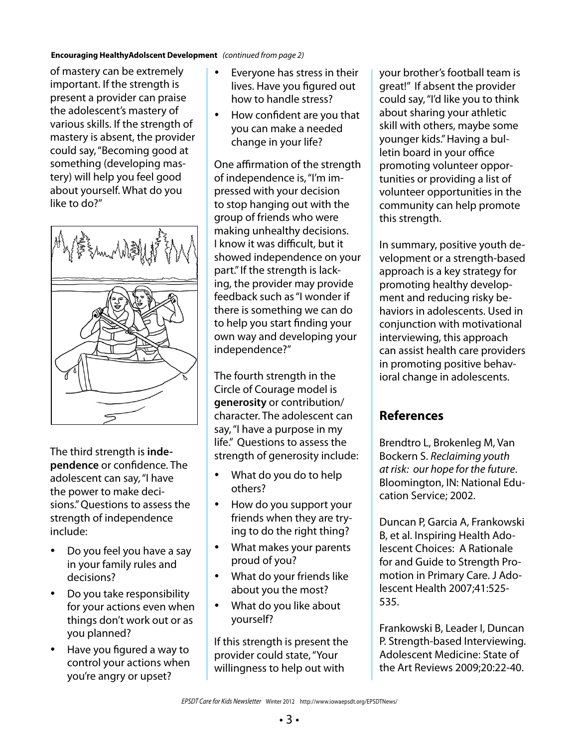**Encouraging HealthyAdolscent Development** *(continued from page 2)*

of mastery can be extremely important. If the strength is present a provider can praise the adolescent's mastery of various skills. If the strength of mastery is absent, the provider could say, "Becoming good at something (developing mastery) will help you feel good about yourself. What do you like to do?"

The third strength is **independence** or confidence. The adolescent can say, "I have the power to make decisions." Questions to assess the strength of independence include:

- Do you feel you have a say in your family rules and decisions?
- Do you take responsibility for your actions even when things don't work out or as you planned?
- Have you figured a way to control your actions when you're angry or upset?
- Everyone has stress in their lives. Have you figured out how to handle stress?
- How confident are you that you can make a needed change in your life?

One affirmation of the strength of independence is, "I'm impressed with your decision to stop hanging out with the group of friends who were making unhealthy decisions. I know it was difficult, but it showed independence on your part." If the strength is lacking, the provider may provide feedback such as "I wonder if there is something we can do to help you start finding your own way and developing your independence?"

The fourth strength in the Circle of Courage model is **generosity** or contribution/character. The adolescent can say, "I have a purpose in my life." Questions to assess the strength of generosity include:

- What do you do to help others?
- How do you support your friends when they are trying to do the right thing?
- What makes your parents proud of you?
- What do your friends like about you the most?
- What do you like about yourself?

If this strength is present the provider could state, "Your willingness to help out with your brother's football team is great!" If absent the provider could say, "I'd like you to think about sharing your athletic skill with others, maybe some younger kids." Having a bulletin board in your office promoting volunteer opportunities or providing a list of volunteer opportunities in the community can help promote this strength.

In summary, positive youth development or a strength-based approach is a key strategy for promoting healthy development and reducing risky behaviors in adolescents. Used in conjunction with motivational interviewing, this approach can assist health care providers in promoting positive behavioral change in adolescents.

## References

Brendtro L, Brokenleg M, Van Bockern S. *Reclaiming youth at risk: our hope for the future*. Bloomington, IN: National Education Service; 2002.

Duncan P, Garcia A, Frankowski B, et al. Inspiring Health Adolescent Choices: A Rationale for and Guide to Strength Promotion in Primary Care. J Adolescent Health 2007;41:525-535.

Frankowski B, Leader I, Duncan P. Strength-based Interviewing. Adolescent Medicine: State of the Art Reviews 2009;20:22-40.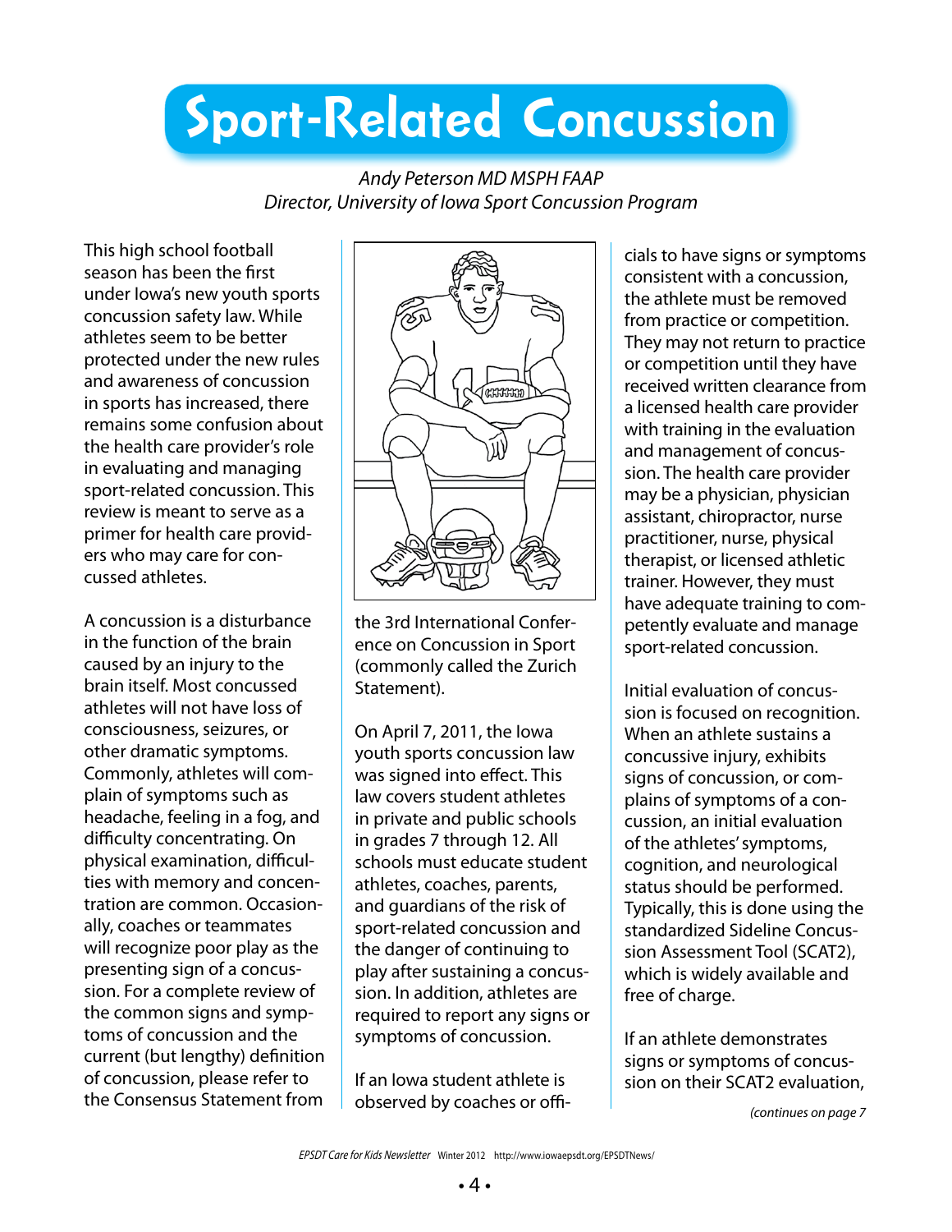# Sport-Related Concussion

*Andy Peterson MD MSPH FAAP*
*Director, University of Iowa Sport Concussion Program*

This high school football season has been the first under Iowa's new youth sports concussion safety law. While athletes seem to be better protected under the new rules and awareness of concussion in sports has increased, there remains some confusion about the health care provider's role in evaluating and managing sport-related concussion. This review is meant to serve as a primer for health care providers who may care for concussed athletes.

A concussion is a disturbance in the function of the brain caused by an injury to the brain itself. Most concussed athletes will not have loss of consciousness, seizures, or other dramatic symptoms. Commonly, athletes will complain of symptoms such as headache, feeling in a fog, and difficulty concentrating. On physical examination, difficulties with memory and concentration are common. Occasionally, coaches or teammates will recognize poor play as the presenting sign of a concussion. For a complete review of the common signs and symptoms of concussion and the current (but lengthy) definition of concussion, please refer to the Consensus Statement from the 3rd International Conference on Concussion in Sport (commonly called the Zurich Statement).

On April 7, 2011, the Iowa youth sports concussion law was signed into effect. This law covers student athletes in private and public schools in grades 7 through 12. All schools must educate student athletes, coaches, parents, and guardians of the risk of sport-related concussion and the danger of continuing to play after sustaining a concussion. In addition, athletes are required to report any signs or symptoms of concussion.

If an Iowa student athlete is observed by coaches or officials to have signs or symptoms consistent with a concussion, the athlete must be removed from practice or competition. They may not return to practice or competition until they have received written clearance from a licensed health care provider with training in the evaluation and management of concussion. The health care provider may be a physician, physician assistant, chiropractor, nurse practitioner, nurse, physical therapist, or licensed athletic trainer. However, they must have adequate training to competently evaluate and manage sport-related concussion.

Initial evaluation of concussion is focused on recognition. When an athlete sustains a concussive injury, exhibits signs of concussion, or complains of symptoms of a concussion, an initial evaluation of the athletes' symptoms, cognition, and neurological status should be performed. Typically, this is done using the standardized Sideline Concussion Assessment Tool (SCAT2), which is widely available and free of charge.

If an athlete demonstrates signs or symptoms of concussion on their SCAT2 evaluation,

*(continues on page 7)*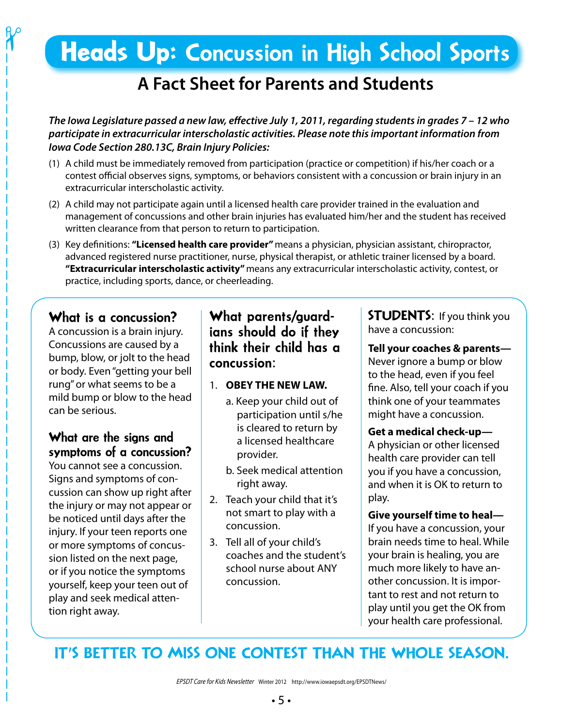# Heads Up: Concussion in High School Sports

## A Fact Sheet for Parents and Students

***The Iowa Legislature passed a new law, effective July 1, 2011, regarding students in grades 7 – 12 who participate in extracurricular interscholastic activities. Please note this important information from Iowa Code Section 280.13C, Brain Injury Policies:***

(1) A child must be immediately removed from participation (practice or competition) if his/her coach or a contest official observes signs, symptoms, or behaviors consistent with a concussion or brain injury in an extracurricular interscholastic activity.

(2) A child may not participate again until a licensed health care provider trained in the evaluation and management of concussions and other brain injuries has evaluated him/her and the student has received written clearance from that person to return to participation.

(3) Key definitions: **"Licensed health care provider"** means a physician, physician assistant, chiropractor, advanced registered nurse practitioner, nurse, physical therapist, or athletic trainer licensed by a board. **"Extracurricular interscholastic activity"** means any extracurricular interscholastic activity, contest, or practice, including sports, dance, or cheerleading.

### What is a concussion?

A concussion is a brain injury. Concussions are caused by a bump, blow, or jolt to the head or body. Even "getting your bell rung" or what seems to be a mild bump or blow to the head can be serious.

### What are the signs and symptoms of a concussion?

You cannot see a concussion. Signs and symptoms of concussion can show up right after the injury or may not appear or be noticed until days after the injury. If your teen reports one or more symptoms of concussion listed on the next page, or if you notice the symptoms yourself, keep your teen out of play and seek medical attention right away.

### What parents/guardians should do if they think their child has a concussion:

1. **OBEY THE NEW LAW.**
   a. Keep your child out of participation until s/he is cleared to return by a licensed healthcare provider.
   b. Seek medical attention right away.
2. Teach your child that it's not smart to play with a concussion.
3. Tell all of your child's coaches and the student's school nurse about ANY concussion.

### STUDENTS: If you think you have a concussion:

**Tell your coaches & parents—** Never ignore a bump or blow to the head, even if you feel fine. Also, tell your coach if you think one of your teammates might have a concussion.

**Get a medical check-up—** A physician or other licensed health care provider can tell you if you have a concussion, and when it is OK to return to play.

**Give yourself time to heal—** If you have a concussion, your brain needs time to heal. While your brain is healing, you are much more likely to have another concussion. It is important to rest and not return to play until you get the OK from your health care professional.

## IT'S BETTER TO MISS ONE CONTEST THAN THE WHOLE SEASON.

*EPSDT Care for Kids Newsletter* Winter 2012 http://www.iowaepsdt.org/EPSDTNews/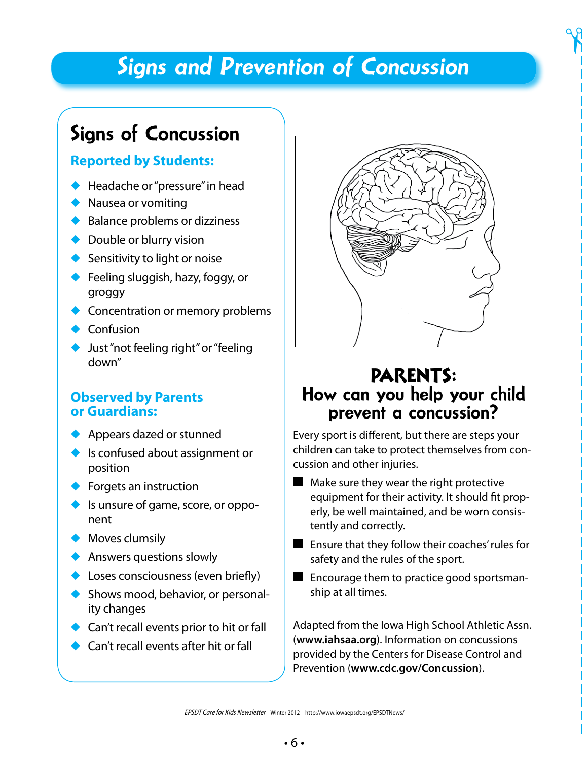# Signs and Prevention of Concussion

## Signs of Concussion

### Reported by Students:

- Headache or "pressure" in head
- Nausea or vomiting
- Balance problems or dizziness
- Double or blurry vision
- Sensitivity to light or noise
- Feeling sluggish, hazy, foggy, or groggy
- Concentration or memory problems
- Confusion
- Just "not feeling right" or "feeling down"

### Observed by Parents or Guardians:

- Appears dazed or stunned
- Is confused about assignment or position
- Forgets an instruction
- Is unsure of game, score, or opponent
- Moves clumsily
- Answers questions slowly
- Loses consciousness (even briefly)
- Shows mood, behavior, or personality changes
- Can't recall events prior to hit or fall
- Can't recall events after hit or fall

## PARENTS: How can you help your child prevent a concussion?

Every sport is different, but there are steps your children can take to protect themselves from concussion and other injuries.

- Make sure they wear the right protective equipment for their activity. It should fit properly, be well maintained, and be worn consistently and correctly.
- Ensure that they follow their coaches' rules for safety and the rules of the sport.
- Encourage them to practice good sportsmanship at all times.

Adapted from the Iowa High School Athletic Assn. (**www.iahsaa.org**). Information on concussions provided by the Centers for Disease Control and Prevention (**www.cdc.gov/Concussion**).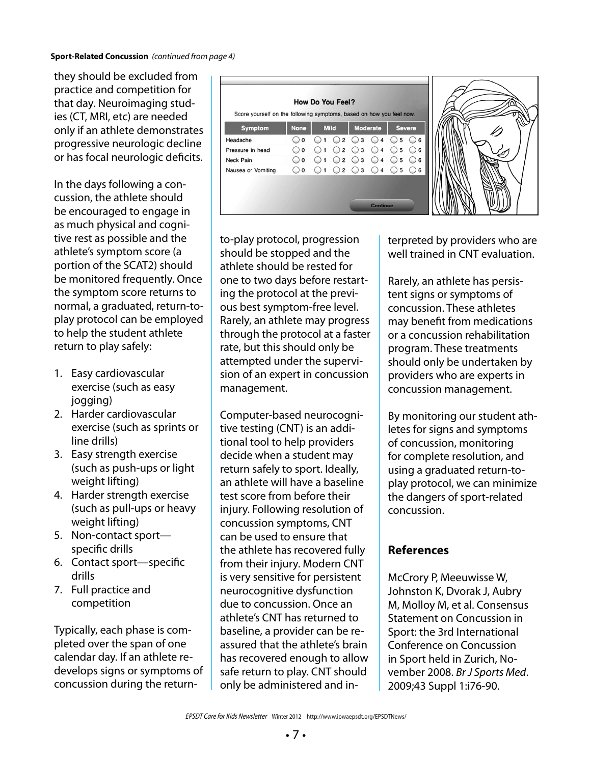**Sport-Related Concussion** *(continued from page 4)*

they should be excluded from practice and competition for that day. Neuroimaging studies (CT, MRI, etc) are needed only if an athlete demonstrates progressive neurologic decline or has focal neurologic deficits.

In the days following a concussion, the athlete should be encouraged to engage in as much physical and cognitive rest as possible and the athlete's symptom score (a portion of the SCAT2) should be monitored frequently. Once the symptom score returns to normal, a graduated, return-to-play protocol can be employed to help the student athlete return to play safely:

1. Easy cardiovascular exercise (such as easy jogging)
2. Harder cardiovascular exercise (such as sprints or line drills)
3. Easy strength exercise (such as push-ups or light weight lifting)
4. Harder strength exercise (such as pull-ups or heavy weight lifting)
5. Non-contact sport—specific drills
6. Contact sport—specific drills
7. Full practice and competition

Typically, each phase is completed over the span of one calendar day. If an athlete redevelops signs or symptoms of concussion during the return-to-play protocol, progression should be stopped and the athlete should be rested for one to two days before restarting the protocol at the previous best symptom-free level. Rarely, an athlete may progress through the protocol at a faster rate, but this should only be attempted under the supervision of an expert in concussion management.

**How Do You Feel?**

Score yourself on the following symptoms, based on how you feel now.

| Symptom | None | Mild | | Moderate | | Severe | |
|---|---|---|---|---|---|---|---|
| Headache | 0 | 1 | 2 | 3 | 4 | 5 | 6 |
| Pressure in head | 0 | 1 | 2 | 3 | 4 | 5 | 6 |
| Neck Pain | 0 | 1 | 2 | 3 | 4 | 5 | 6 |
| Nausea or Vomiting | 0 | 1 | 2 | 3 | 4 | 5 | 6 |

Continue

Computer-based neurocognitive testing (CNT) is an additional tool to help providers decide when a student may return safely to sport. Ideally, an athlete will have a baseline test score from before their injury. Following resolution of concussion symptoms, CNT can be used to ensure that the athlete has recovered fully from their injury. Modern CNT is very sensitive for persistent neurocognitive dysfunction due to concussion. Once an athlete's CNT has returned to baseline, a provider can be reassured that the athlete's brain has recovered enough to allow safe return to play. CNT should only be administered and interpreted by providers who are well trained in CNT evaluation.

Rarely, an athlete has persistent signs or symptoms of concussion. These athletes may benefit from medications or a concussion rehabilitation program. These treatments should only be undertaken by providers who are experts in concussion management.

By monitoring our student athletes for signs and symptoms of concussion, monitoring for complete resolution, and using a graduated return-to-play protocol, we can minimize the dangers of sport-related concussion.

## References

McCrory P, Meeuwisse W, Johnston K, Dvorak J, Aubry M, Molloy M, et al. Consensus Statement on Concussion in Sport: the 3rd International Conference on Concussion in Sport held in Zurich, November 2008. *Br J Sports Med*. 2009;43 Suppl 1:i76-90.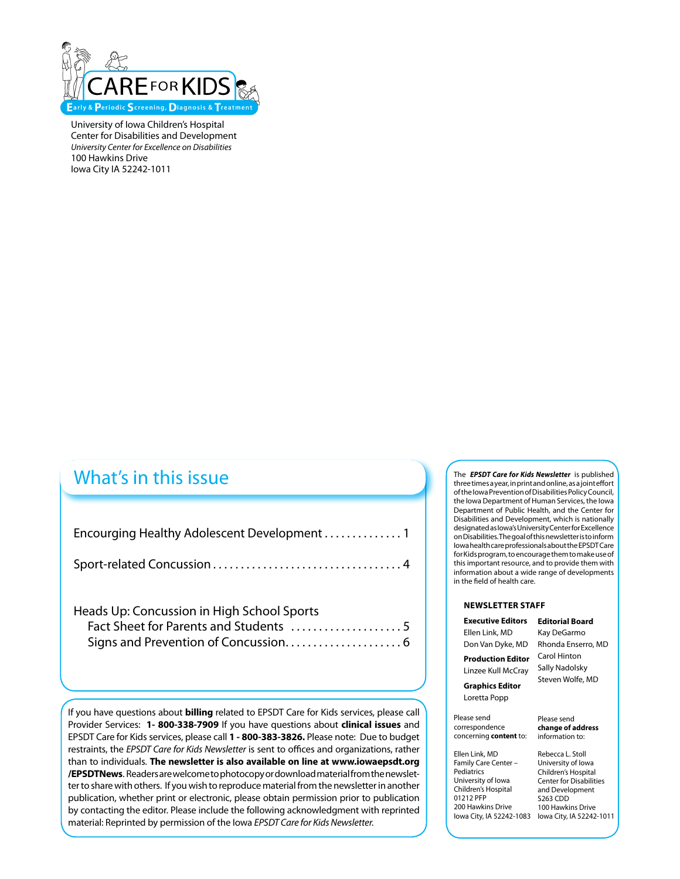CARE FOR KIDS

Early & Periodic Screening, Diagnosis & Treatment

University of Iowa Children's Hospital
Center for Disabilities and Development
*University Center for Excellence on Disabilities*
100 Hawkins Drive
Iowa City IA 52242-1011

## What's in this issue

Encourging Healthy Adolescent Development .............. 1

Sport-related Concussion .................................. 4

Heads Up: Concussion in High School Sports
- Fact Sheet for Parents and Students .................... 5
- Signs and Prevention of Concussion. .................... 6

If you have questions about **billing** related to EPSDT Care for Kids services, please call Provider Services: **1- 800-338-7909** If you have questions about **clinical issues** and EPSDT Care for Kids services, please call **1 - 800-383-3826.** Please note: Due to budget restraints, the *EPSDT Care for Kids Newsletter* is sent to offices and organizations, rather than to individuals. **The newsletter is also available on line at www.iowaepsdt.org /EPSDTNews**. Readers are welcome to photocopy or download material from the newsletter to share with others. If you wish to reproduce material from the newsletter in another publication, whether print or electronic, please obtain permission prior to publication by contacting the editor. Please include the following acknowledgment with reprinted material: Reprinted by permission of the Iowa *EPSDT Care for Kids Newsletter.*

The ***EPSDT Care for Kids Newsletter*** is published three times a year, in print and online, as a joint effort of the Iowa Prevention of Disabilities Policy Council, the Iowa Department of Human Services, the Iowa Department of Public Health, and the Center for Disabilities and Development, which is nationally designated as Iowa's University Center for Excellence on Disabilities. The goal of this newsletter is to inform Iowa health care professionals about the EPSDT Care for Kids program, to encourage them to make use of this important resource, and to provide them with information about a wide range of developments in the field of health care.

**NEWSLETTER STAFF**

**Executive Editors**
Ellen Link, MD
Don Van Dyke, MD

**Production Editor**
Linzee Kull McCray

**Graphics Editor**
Loretta Popp

**Editorial Board**
Kay DeGarmo
Rhonda Enserro, MD
Carol Hinton
Sally Nadolsky
Steven Wolfe, MD

Please send correspondence concerning **content** to:

Ellen Link, MD
Family Care Center –
Pediatrics
University of Iowa
Children's Hospital
01212 PFP
200 Hawkins Drive
Iowa City, IA 52242-1083

Please send **change of address** information to:

Rebecca L. Stoll
University of Iowa
Children's Hospital
Center for Disabilities
and Development
S263 CDD
100 Hawkins Drive
Iowa City, IA 52242-1011